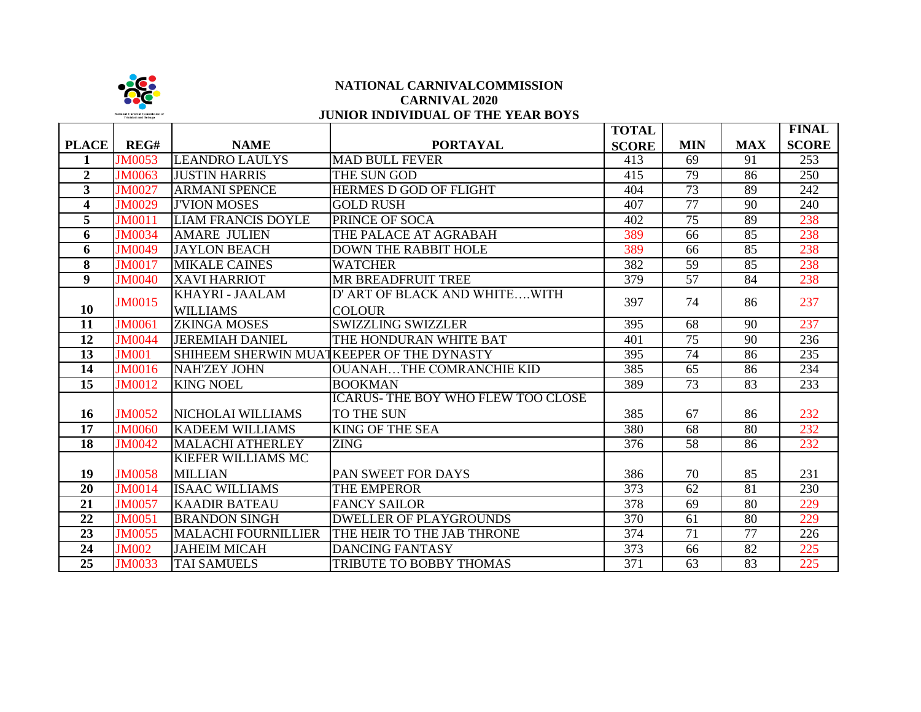**NATIONAL CARNIVALCOMMISSION**
**CARNIVAL 2020**
**JUNIOR INDIVIDUAL OF THE YEAR BOYS**

| PLACE | REG# | NAME | PORTAYAL | TOTAL SCORE | MIN | MAX | FINAL SCORE |
|---|---|---|---|---|---|---|---|
| 1 | JM0053 | LEANDRO LAULYS | MAD BULL FEVER | 413 | 69 | 91 | 253 |
| 2 | JM0063 | JUSTIN HARRIS | THE SUN GOD | 415 | 79 | 86 | 250 |
| 3 | JM0027 | ARMANI SPENCE | HERMES D GOD OF FLIGHT | 404 | 73 | 89 | 242 |
| 4 | JM0029 | J'VION MOSES | GOLD RUSH | 407 | 77 | 90 | 240 |
| 5 | JM0011 | LIAM FRANCIS DOYLE | PRINCE OF SOCA | 402 | 75 | 89 | 238 |
| 6 | JM0034 | AMARE JULIEN | THE PALACE AT AGRABAH | 389 | 66 | 85 | 238 |
| 6 | JM0049 | JAYLON BEACH | DOWN THE RABBIT HOLE | 389 | 66 | 85 | 238 |
| 8 | JM0017 | MIKALE CAINES | WATCHER | 382 | 59 | 85 | 238 |
| 9 | JM0040 | XAVI HARRIOT | MR BREADFRUIT TREE | 379 | 57 | 84 | 238 |
| 10 | JM0015 | KHAYRI - JAALAM WILLIAMS | D' ART OF BLACK AND WHITE….WITH COLOUR | 397 | 74 | 86 | 237 |
| 11 | JM0061 | ZKINGA MOSES | SWIZZLING SWIZZLER | 395 | 68 | 90 | 237 |
| 12 | JM0044 | JEREMIAH DANIEL | THE HONDURAN WHITE BAT | 401 | 75 | 90 | 236 |
| 13 | JM001 | SHIHEEM SHERWIN MUAT | KEEPER OF THE DYNASTY | 395 | 74 | 86 | 235 |
| 14 | JM0016 | NAH'ZEY JOHN | OUANAH…THE COMRANCHIE KID | 385 | 65 | 86 | 234 |
| 15 | JM0012 | KING NOEL | BOOKMAN | 389 | 73 | 83 | 233 |
| 16 | JM0052 | NICHOLAI WILLIAMS | ICARUS- THE BOY WHO FLEW TOO CLOSE TO THE SUN | 385 | 67 | 86 | 232 |
| 17 | JM0060 | KADEEM WILLIAMS | KING OF THE SEA | 380 | 68 | 80 | 232 |
| 18 | JM0042 | MALACHI ATHERLEY | ZING | 376 | 58 | 86 | 232 |
| 19 | JM0058 | KIEFER WILLIAMS MC MILLIAN | PAN SWEET FOR DAYS | 386 | 70 | 85 | 231 |
| 20 | JM0014 | ISAAC WILLIAMS | THE EMPEROR | 373 | 62 | 81 | 230 |
| 21 | JM0057 | KAADIR BATEAU | FANCY SAILOR | 378 | 69 | 80 | 229 |
| 22 | JM0051 | BRANDON SINGH | DWELLER OF PLAYGROUNDS | 370 | 61 | 80 | 229 |
| 23 | JM0055 | MALACHI FOURNILLIER | THE HEIR TO THE JAB THRONE | 374 | 71 | 77 | 226 |
| 24 | JM002 | JAHEIM MICAH | DANCING FANTASY | 373 | 66 | 82 | 225 |
| 25 | JM0033 | TAI SAMUELS | TRIBUTE TO BOBBY THOMAS | 371 | 63 | 83 | 225 |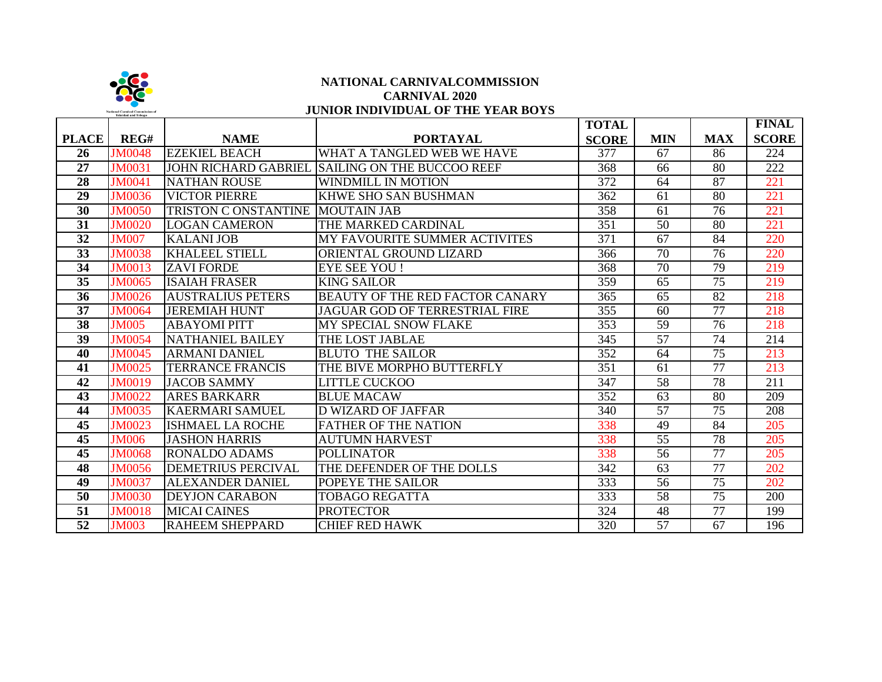**NATIONAL CARNIVALCOMMISSION**
**CARNIVAL 2020**
**JUNIOR INDIVIDUAL OF THE YEAR BOYS**

| PLACE | REG# | NAME | PORTAYAL | TOTAL SCORE | MIN | MAX | FINAL SCORE |
|---|---|---|---|---|---|---|---|
| 26 | JM0048 | EZEKIEL BEACH | WHAT A TANGLED WEB WE HAVE | 377 | 67 | 86 | 224 |
| 27 | JM0031 | JOHN RICHARD GABRIEL | SAILING ON THE BUCCOO REEF | 368 | 66 | 80 | 222 |
| 28 | JM0041 | NATHAN ROUSE | WINDMILL IN MOTION | 372 | 64 | 87 | 221 |
| 29 | JM0036 | VICTOR PIERRE | KHWE SHO SAN BUSHMAN | 362 | 61 | 80 | 221 |
| 30 | JM0050 | TRISTON C ONSTANTINE | MOUTAIN JAB | 358 | 61 | 76 | 221 |
| 31 | JM0020 | LOGAN CAMERON | THE MARKED CARDINAL | 351 | 50 | 80 | 221 |
| 32 | JM007 | KALANI JOB | MY FAVOURITE SUMMER ACTIVITES | 371 | 67 | 84 | 220 |
| 33 | JM0038 | KHALEEL STIELL | ORIENTAL GROUND LIZARD | 366 | 70 | 76 | 220 |
| 34 | JM0013 | ZAVI FORDE | EYE SEE YOU ! | 368 | 70 | 79 | 219 |
| 35 | JM0065 | ISAIAH FRASER | KING SAILOR | 359 | 65 | 75 | 219 |
| 36 | JM0026 | AUSTRALIUS PETERS | BEAUTY OF THE RED FACTOR CANARY | 365 | 65 | 82 | 218 |
| 37 | JM0064 | JEREMIAH HUNT | JAGUAR GOD OF TERRESTRIAL FIRE | 355 | 60 | 77 | 218 |
| 38 | JM005 | ABAYOMI PITT | MY SPECIAL SNOW FLAKE | 353 | 59 | 76 | 218 |
| 39 | JM0054 | NATHANIEL BAILEY | THE LOST JABLAE | 345 | 57 | 74 | 214 |
| 40 | JM0045 | ARMANI DANIEL | BLUTO THE SAILOR | 352 | 64 | 75 | 213 |
| 41 | JM0025 | TERRANCE FRANCIS | THE BIVE MORPHO BUTTERFLY | 351 | 61 | 77 | 213 |
| 42 | JM0019 | JACOB SAMMY | LITTLE CUCKOO | 347 | 58 | 78 | 211 |
| 43 | JM0022 | ARES BARKARR | BLUE MACAW | 352 | 63 | 80 | 209 |
| 44 | JM0035 | KAERMARI SAMUEL | D WIZARD OF JAFFAR | 340 | 57 | 75 | 208 |
| 45 | JM0023 | ISHMAEL LA ROCHE | FATHER OF THE NATION | 338 | 49 | 84 | 205 |
| 45 | JM006 | JASHON HARRIS | AUTUMN HARVEST | 338 | 55 | 78 | 205 |
| 45 | JM0068 | RONALDO ADAMS | POLLINATOR | 338 | 56 | 77 | 205 |
| 48 | JM0056 | DEMETRIUS PERCIVAL | THE DEFENDER OF THE DOLLS | 342 | 63 | 77 | 202 |
| 49 | JM0037 | ALEXANDER DANIEL | POPEYE THE SAILOR | 333 | 56 | 75 | 202 |
| 50 | JM0030 | DEYJON CARABON | TOBAGO REGATTA | 333 | 58 | 75 | 200 |
| 51 | JM0018 | MICAI CAINES | PROTECTOR | 324 | 48 | 77 | 199 |
| 52 | JM003 | RAHEEM SHEPPARD | CHIEF RED HAWK | 320 | 57 | 67 | 196 |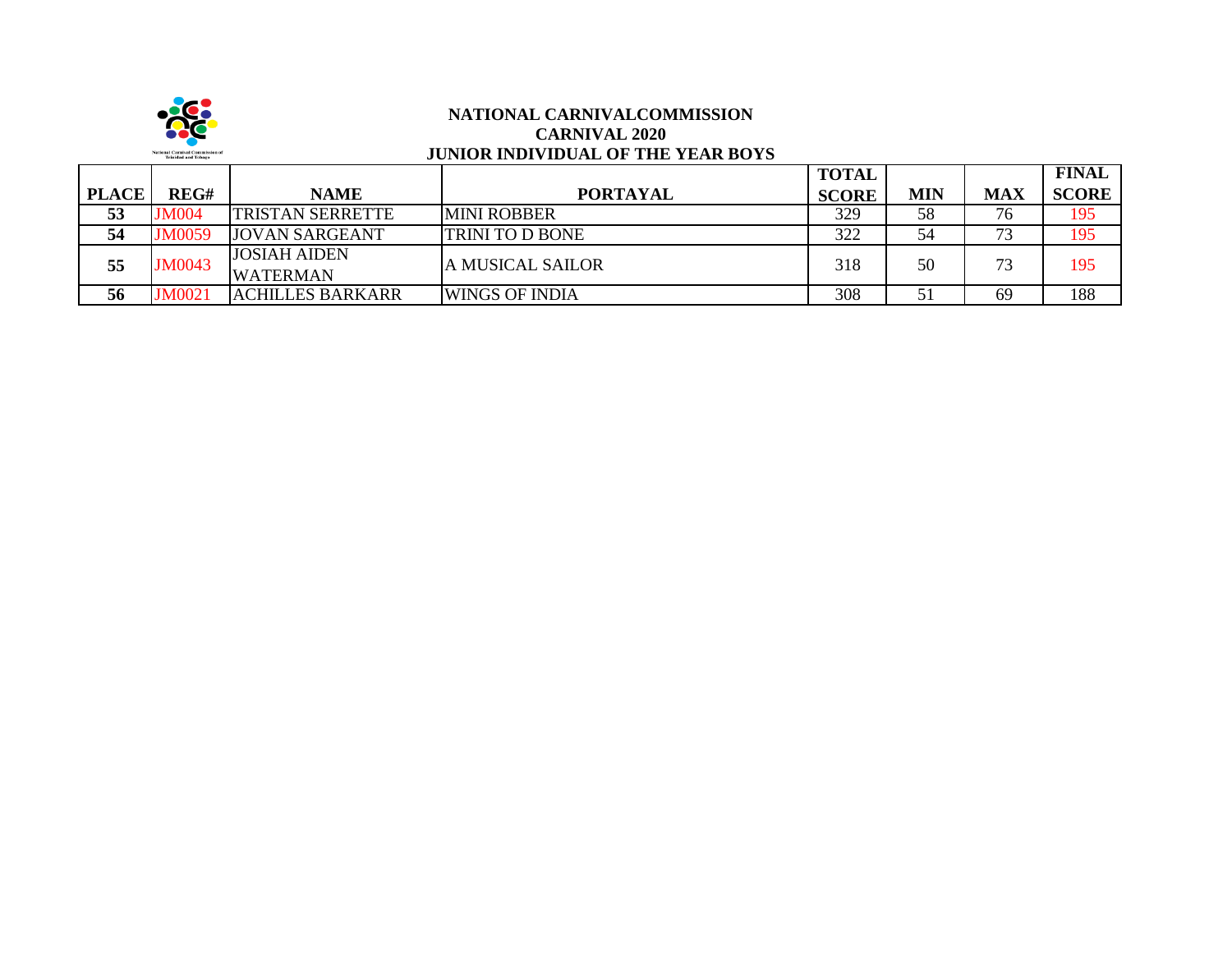National Carnival Commission of Trinidad and Tobago

# NATIONAL CARNIVALCOMMISSION
## CARNIVAL 2020
## JUNIOR INDIVIDUAL OF THE YEAR BOYS

| PLACE | REG# | NAME | PORTAYAL | TOTAL SCORE | MIN | MAX | FINAL SCORE |
|---|---|---|---|---|---|---|---|
| 53 | JM004 | TRISTAN SERRETTE | MINI ROBBER | 329 | 58 | 76 | 195 |
| 54 | JM0059 | JOVAN SARGEANT | TRINI TO D BONE | 322 | 54 | 73 | 195 |
| 55 | JM0043 | JOSIAH AIDEN WATERMAN | A MUSICAL SAILOR | 318 | 50 | 73 | 195 |
| 56 | JM0021 | ACHILLES BARKARR | WINGS OF INDIA | 308 | 51 | 69 | 188 |